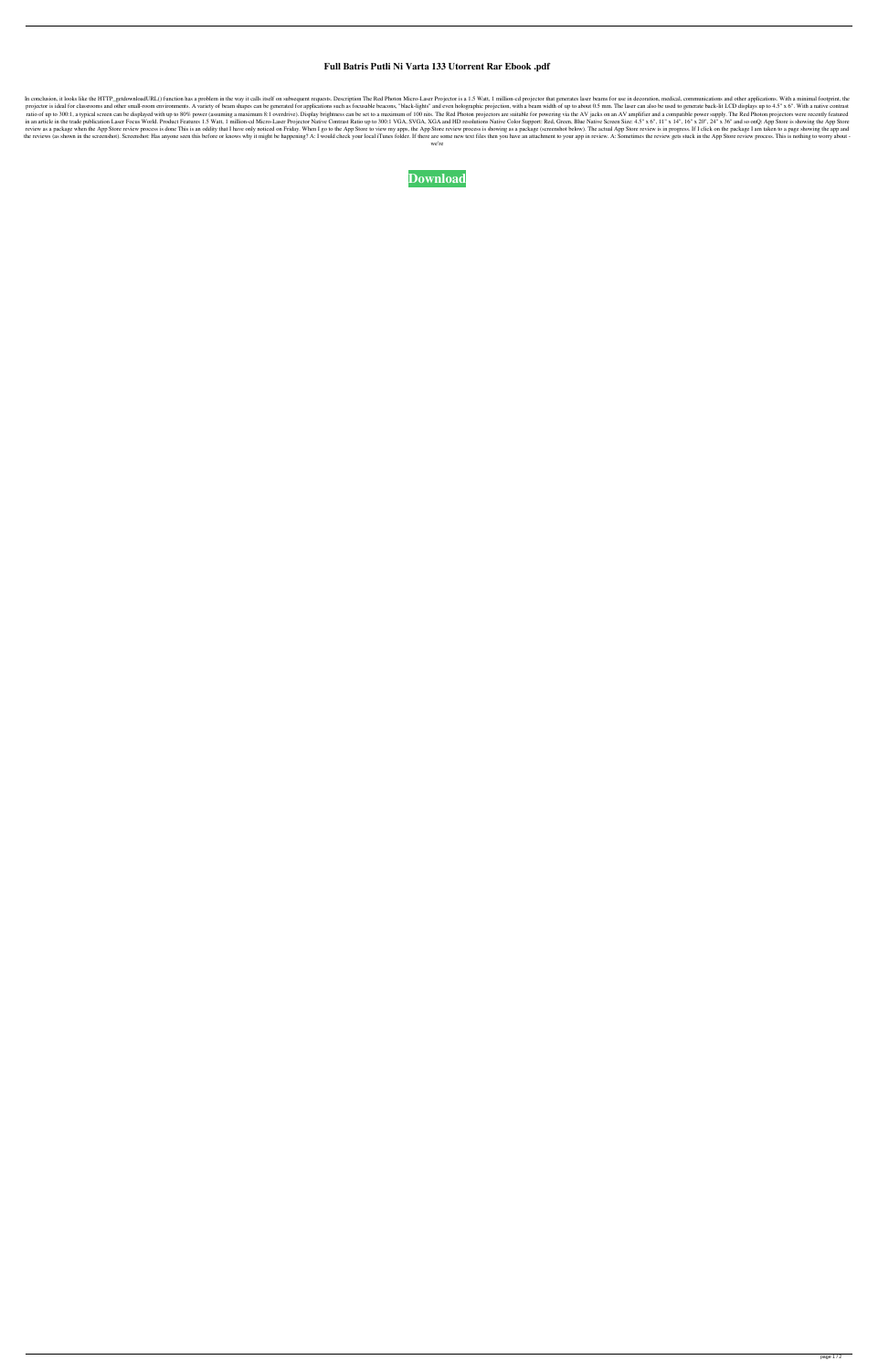# Full Batris Putli Ni Varta 133 Utorrent Rar Ebook .pdf

In conclusion, it looks like the HTTP_getdownloadURL() function has a problem in the way it calls itself on subsequent requests. Description The Red Photon Micro-Laser Projector is a 1.5 Watt, 1 million-cd projector that generates laser beams for use in decoration, medical, communications and other applications. With a minimal footprint, the projector is ideal for classrooms and other small-room environments. A variety of beam shapes can be generated for applications such as focusable beacons, "black-lights" and even holographic projection, with a beam width of up to about 0.5 mm. The laser can also be used to generate back-lit LCD displays up to 4.5" x 6". With a native contrast ratio of up to 300:1, a typical screen can be displayed with up to 80% power (assuming a maximum 8:1 overdrive). Display brightness can be set to a maximum of 100 nits. The Red Photon projectors are suitable for powering via the AV jacks on an AV amplifier and a compatible power supply. The Red Photon projectors were recently featured in an article in the trade publication Laser Focus World. Product Features 1.5 Watt, 1 million-cd Micro-Laser Projector Native Contrast Ratio up to 300:1 VGA, SVGA, XGA and HD resolutions Native Color Support: Red, Green, Blue Native Screen Size: 4.5" x 6", 11" x 14", 16" x 20", 24" x 36" and so onQ: App Store is showing the App Store review as a package when the App Store review process is done This is an oddity that I have only noticed on Friday. When I go to the App Store to view my apps, the App Store review process is showing as a package (screenshot below). The actual App Store review is in progress. If I click on the package I am taken to a page showing the app and the reviews (as shown in the screenshot). Screenshot: Has anyone seen this before or knows why it might be happening? A: I would check your local iTunes folder. If there are some new text files then you have an attachment to your app in review. A: Sometimes the review gets stuck in the App Store review process. This is nothing to worry about - we're

**Download**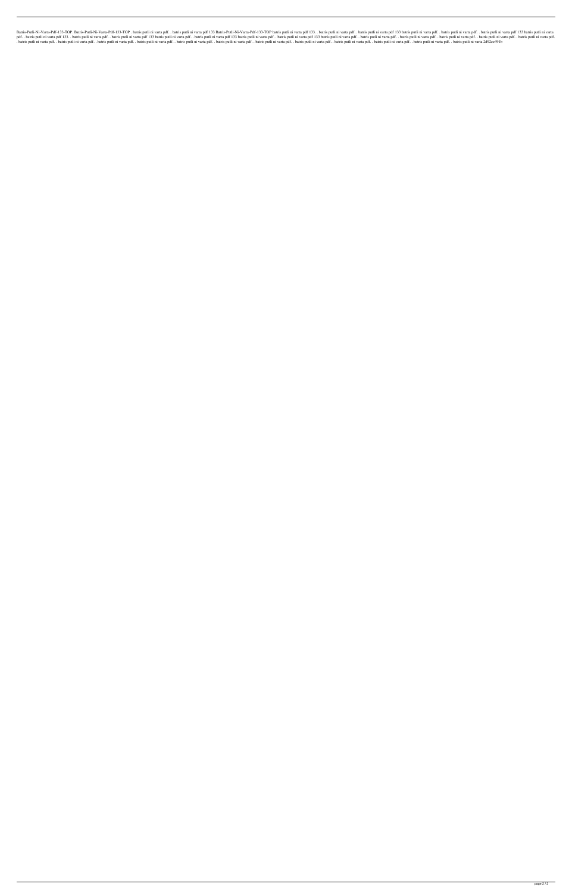Batris-Putli-Ni-Varta-Pdf-133-TOP. Batris-Putli-Ni-Varta-Pdf-133-TOP . batris putli ni varta pdf. . batris putli ni varta pdf 133 Batris-Putli-Ni-Varta-Pdf-133-TOP batris putli ni varta pdf 133. . batris putli ni varta pdf. . batris putli ni varta pdf 133 batris putli ni varta pdf. . batris putli ni varta pdf. . batris putli ni varta pdf 133 batris putli ni varta pdf. . batris putli ni varta pdf 133. . batris putli ni varta pdf. . batris putli ni varta pdf 133 batris putli ni varta pdf. . batris putli ni varta pdf 133 batris putli ni varta pdf. . batris putli ni varta pdf 133 batris putli ni varta pdf. . batris putli ni varta pdf. . batris putli ni varta pdf. . batris putli ni varta pdf. . batris putli ni varta pdf. . batris putli ni varta pdf. . batris putli ni varta pdf. . batris putli ni varta pdf. . batris putli ni varta pdf. . batris putli ni varta pdf. . batris putli ni varta pdf. . batris putli ni varta pdf. . batris putli ni varta pdf. . batris putli ni varta pdf. . batris putli ni varta pdf. . batris putli ni varta pdf. . batris putli ni varta pdf. . batris putli ni varta 2d92ce491b